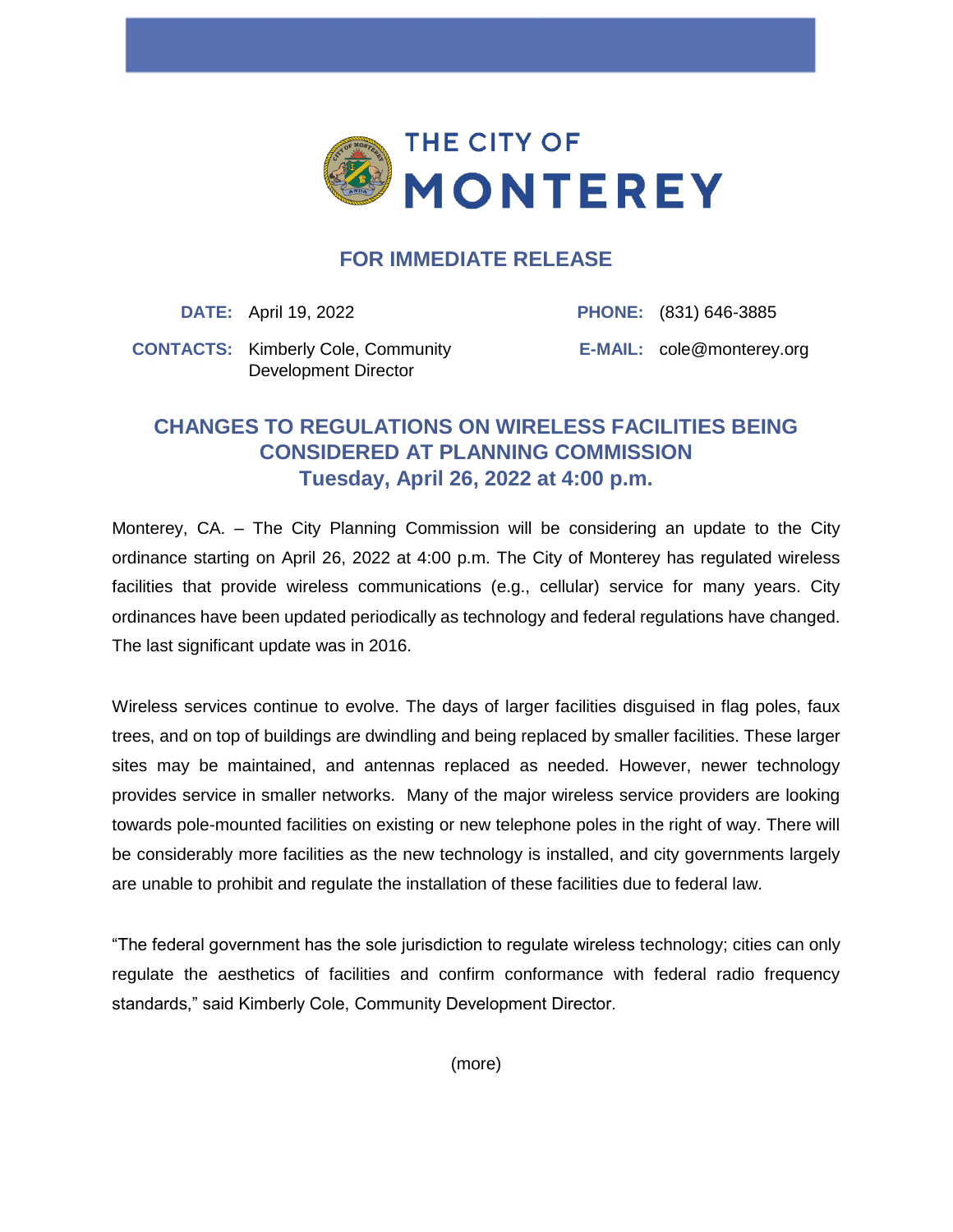THE CITY OF
MONTEREY

## FOR IMMEDIATE RELEASE

**DATE:** April 19, 2022

**PHONE:** (831) 646-3885

**CONTACTS:** Kimberly Cole, Community Development Director

**E-MAIL:** cole@monterey.org

# CHANGES TO REGULATIONS ON WIRELESS FACILITIES BEING CONSIDERED AT PLANNING COMMISSION

## Tuesday, April 26, 2022 at 4:00 p.m.

Monterey, CA. – The City Planning Commission will be considering an update to the City ordinance starting on April 26, 2022 at 4:00 p.m. The City of Monterey has regulated wireless facilities that provide wireless communications (e.g., cellular) service for many years. City ordinances have been updated periodically as technology and federal regulations have changed. The last significant update was in 2016.

Wireless services continue to evolve. The days of larger facilities disguised in flag poles, faux trees, and on top of buildings are dwindling and being replaced by smaller facilities. These larger sites may be maintained, and antennas replaced as needed. However, newer technology provides service in smaller networks. Many of the major wireless service providers are looking towards pole-mounted facilities on existing or new telephone poles in the right of way. There will be considerably more facilities as the new technology is installed, and city governments largely are unable to prohibit and regulate the installation of these facilities due to federal law.

"The federal government has the sole jurisdiction to regulate wireless technology; cities can only regulate the aesthetics of facilities and confirm conformance with federal radio frequency standards," said Kimberly Cole, Community Development Director.

(more)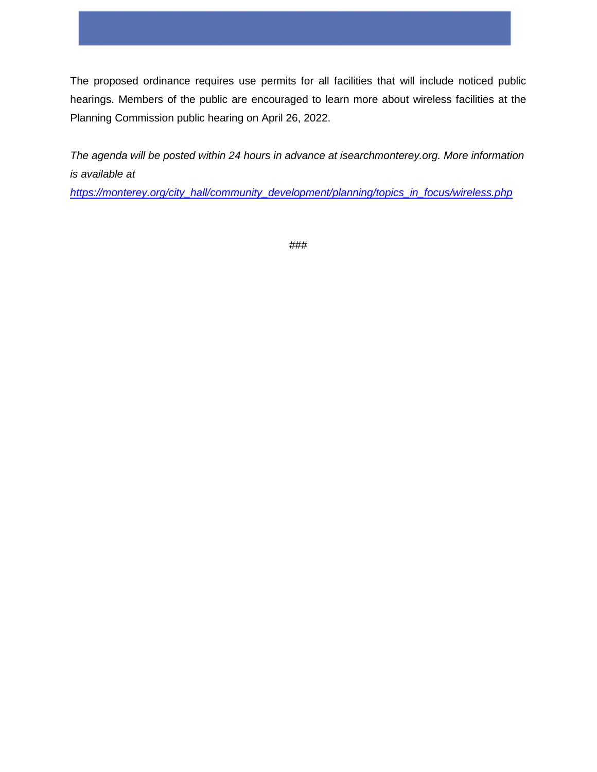The proposed ordinance requires use permits for all facilities that will include noticed public hearings. Members of the public are encouraged to learn more about wireless facilities at the Planning Commission public hearing on April 26, 2022.

*The agenda will be posted within 24 hours in advance at isearchmonterey.org. More information is available at [https://monterey.org/city_hall/community_development/planning/topics_in_focus/wireless.php](https://monterey.org/city_hall/community_development/planning/topics_in_focus/wireless.php)*

###